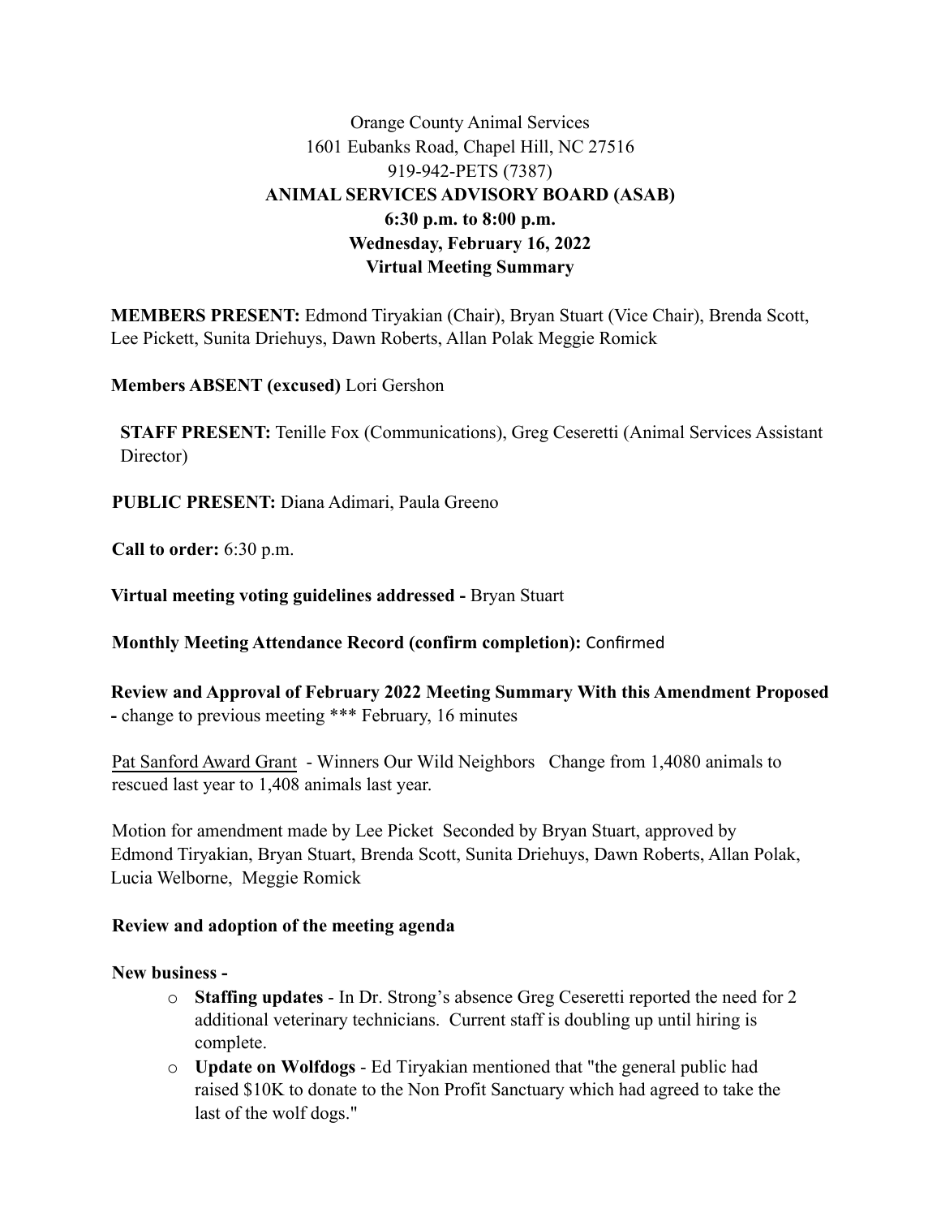Orange County Animal Services
1601 Eubanks Road, Chapel Hill, NC 27516
919-942-PETS (7387)

**ANIMAL SERVICES ADVISORY BOARD (ASAB)**
**6:30 p.m. to 8:00 p.m.**
**Wednesday, February 16, 2022**
**Virtual Meeting Summary**

**MEMBERS PRESENT:** Edmond Tiryakian (Chair), Bryan Stuart (Vice Chair), Brenda Scott, Lee Pickett, Sunita Driehuys, Dawn Roberts, Allan Polak Meggie Romick

**Members ABSENT (excused)** Lori Gershon

**STAFF PRESENT:** Tenille Fox (Communications), Greg Ceseretti (Animal Services Assistant Director)

**PUBLIC PRESENT:** Diana Adimari, Paula Greeno

**Call to order:** 6:30 p.m.

**Virtual meeting voting guidelines addressed -** Bryan Stuart

**Monthly Meeting Attendance Record (confirm completion):** Confirmed

**Review and Approval of February 2022 Meeting Summary With this Amendment Proposed -** change to previous meeting *** February, 16 minutes

Pat Sanford Award Grant - Winners Our Wild Neighbors Change from 1,4080 animals to rescued last year to 1,408 animals last year.

Motion for amendment made by Lee Picket Seconded by Bryan Stuart, approved by Edmond Tiryakian, Bryan Stuart, Brenda Scott, Sunita Driehuys, Dawn Roberts, Allan Polak, Lucia Welborne, Meggie Romick

**Review and adoption of the meeting agenda**

**New business -**

- **Staffing updates** - In Dr. Strong's absence Greg Ceseretti reported the need for 2 additional veterinary technicians. Current staff is doubling up until hiring is complete.
- **Update on Wolfdogs** - Ed Tiryakian mentioned that "the general public had raised $10K to donate to the Non Profit Sanctuary which had agreed to take the last of the wolf dogs."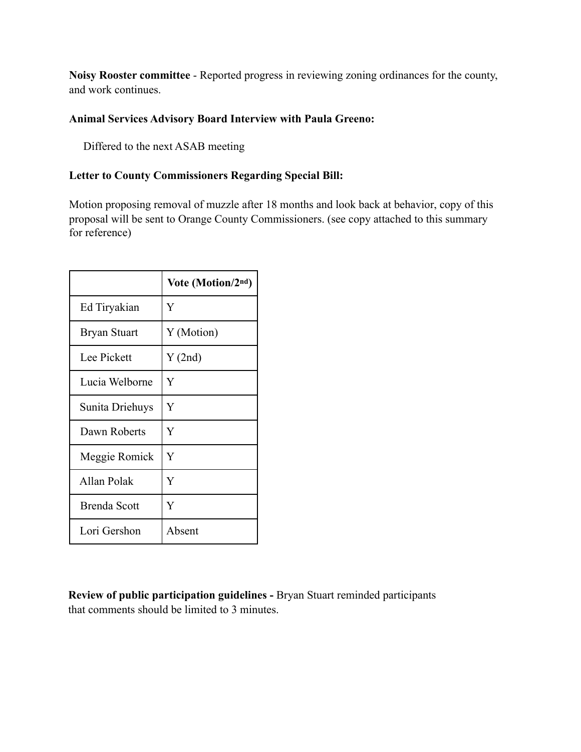**Noisy Rooster committee** - Reported progress in reviewing zoning ordinances for the county, and work continues.

**Animal Services Advisory Board Interview with Paula Greeno:**

Differed to the next ASAB meeting

**Letter to County Commissioners Regarding Special Bill:**

Motion proposing removal of muzzle after 18 months and look back at behavior, copy of this proposal will be sent to Orange County Commissioners. (see copy attached to this summary for reference)

| | **Vote (Motion/2nd)** |
|---|---|
| Ed Tiryakian | Y |
| Bryan Stuart | Y (Motion) |
| Lee Pickett | Y (2nd) |
| Lucia Welborne | Y |
| Sunita Driehuys | Y |
| Dawn Roberts | Y |
| Meggie Romick | Y |
| Allan Polak | Y |
| Brenda Scott | Y |
| Lori Gershon | Absent |

**Review of public participation guidelines -** Bryan Stuart reminded participants that comments should be limited to 3 minutes.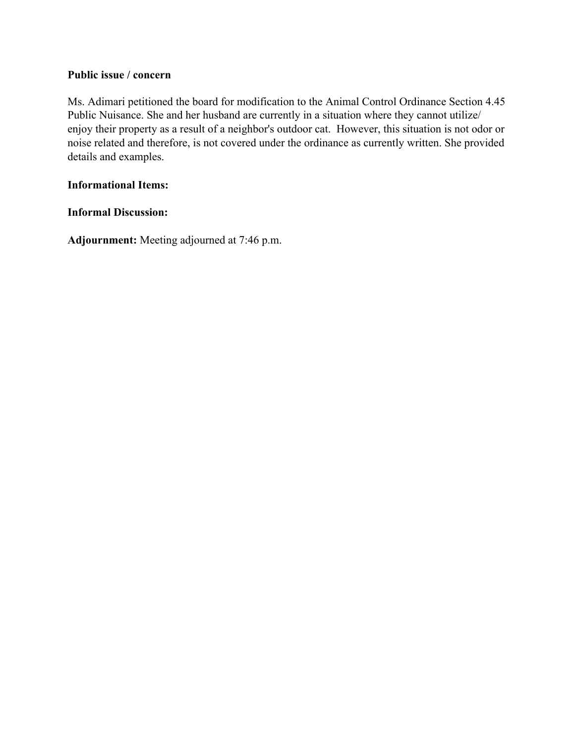**Public issue / concern**

Ms. Adimari petitioned the board for modification to the Animal Control Ordinance Section 4.45 Public Nuisance. She and her husband are currently in a situation where they cannot utilize/ enjoy their property as a result of a neighbor's outdoor cat. However, this situation is not odor or noise related and therefore, is not covered under the ordinance as currently written. She provided details and examples.

**Informational Items:**

**Informal Discussion:**

**Adjournment:** Meeting adjourned at 7:46 p.m.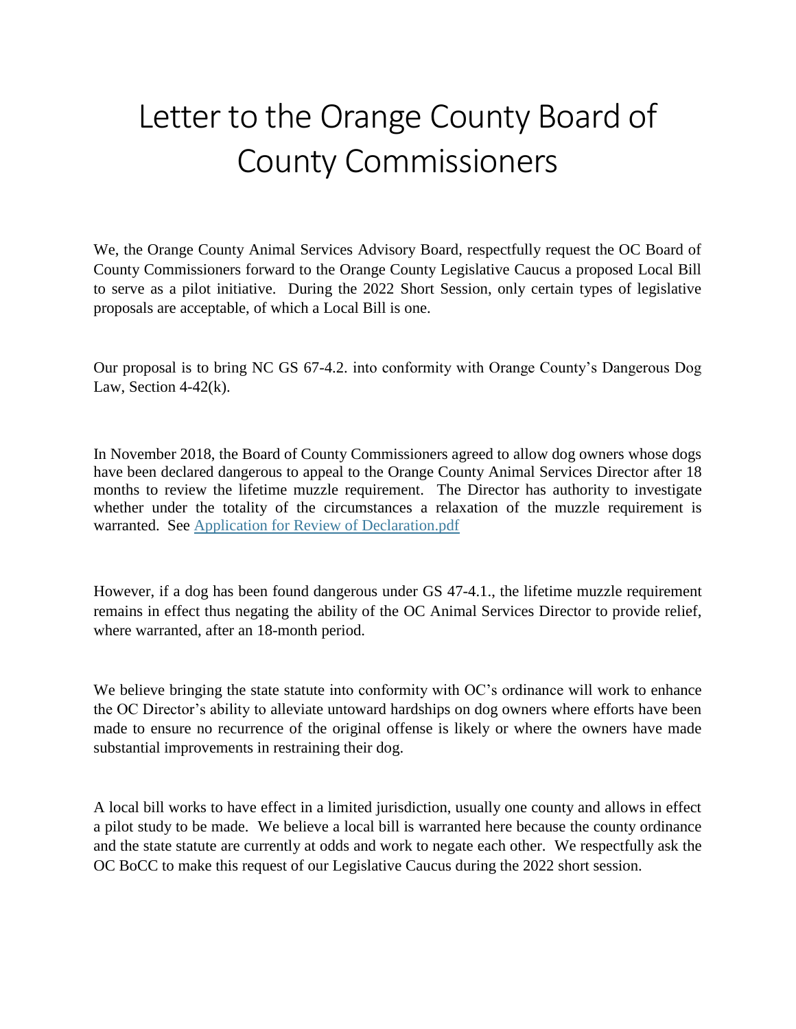# Letter to the Orange County Board of County Commissioners

We, the Orange County Animal Services Advisory Board, respectfully request the OC Board of County Commissioners forward to the Orange County Legislative Caucus a proposed Local Bill to serve as a pilot initiative. During the 2022 Short Session, only certain types of legislative proposals are acceptable, of which a Local Bill is one.

Our proposal is to bring NC GS 67-4.2. into conformity with Orange County's Dangerous Dog Law, Section 4-42(k).

In November 2018, the Board of County Commissioners agreed to allow dog owners whose dogs have been declared dangerous to appeal to the Orange County Animal Services Director after 18 months to review the lifetime muzzle requirement. The Director has authority to investigate whether under the totality of the circumstances a relaxation of the muzzle requirement is warranted. See [Application for Review of Declaration.pdf]

However, if a dog has been found dangerous under GS 47-4.1., the lifetime muzzle requirement remains in effect thus negating the ability of the OC Animal Services Director to provide relief, where warranted, after an 18-month period.

We believe bringing the state statute into conformity with OC's ordinance will work to enhance the OC Director's ability to alleviate untoward hardships on dog owners where efforts have been made to ensure no recurrence of the original offense is likely or where the owners have made substantial improvements in restraining their dog.

A local bill works to have effect in a limited jurisdiction, usually one county and allows in effect a pilot study to be made. We believe a local bill is warranted here because the county ordinance and the state statute are currently at odds and work to negate each other. We respectfully ask the OC BoCC to make this request of our Legislative Caucus during the 2022 short session.